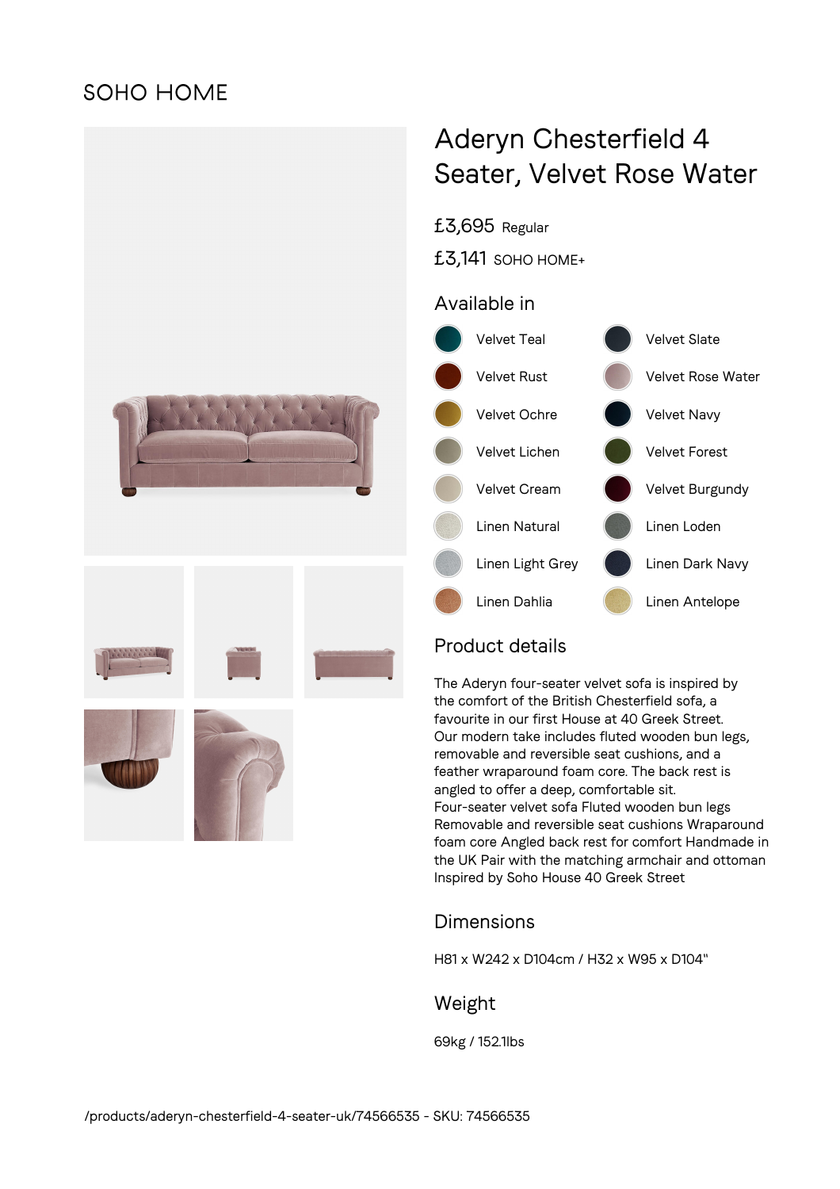SOHO HOME

# Aderyn Chesterfield 4 Seater, Velvet Rose Water

£3,695 Regular

£3,141 SOHO HOME+

## Available in

- Velvet Teal
- Velvet Slate
- Velvet Rust
- Velvet Rose Water
- Velvet Ochre
- Velvet Navy
- Velvet Lichen
- Velvet Forest
- Velvet Cream
- Velvet Burgundy
- Linen Natural
- Linen Loden
- Linen Light Grey
- Linen Dark Navy
- Linen Dahlia
- Linen Antelope

## Product details

The Aderyn four-seater velvet sofa is inspired by the comfort of the British Chesterfield sofa, a favourite in our first House at 40 Greek Street. Our modern take includes fluted wooden bun legs, removable and reversible seat cushions, and a feather wraparound foam core. The back rest is angled to offer a deep, comfortable sit.
Four-seater velvet sofa Fluted wooden bun legs Removable and reversible seat cushions Wraparound foam core Angled back rest for comfort Handmade in the UK Pair with the matching armchair and ottoman Inspired by Soho House 40 Greek Street

## Dimensions

H81 x W242 x D104cm / H32 x W95 x D104"

## Weight

69kg / 152.1lbs

/products/aderyn-chesterfield-4-seater-uk/74566535 - SKU: 74566535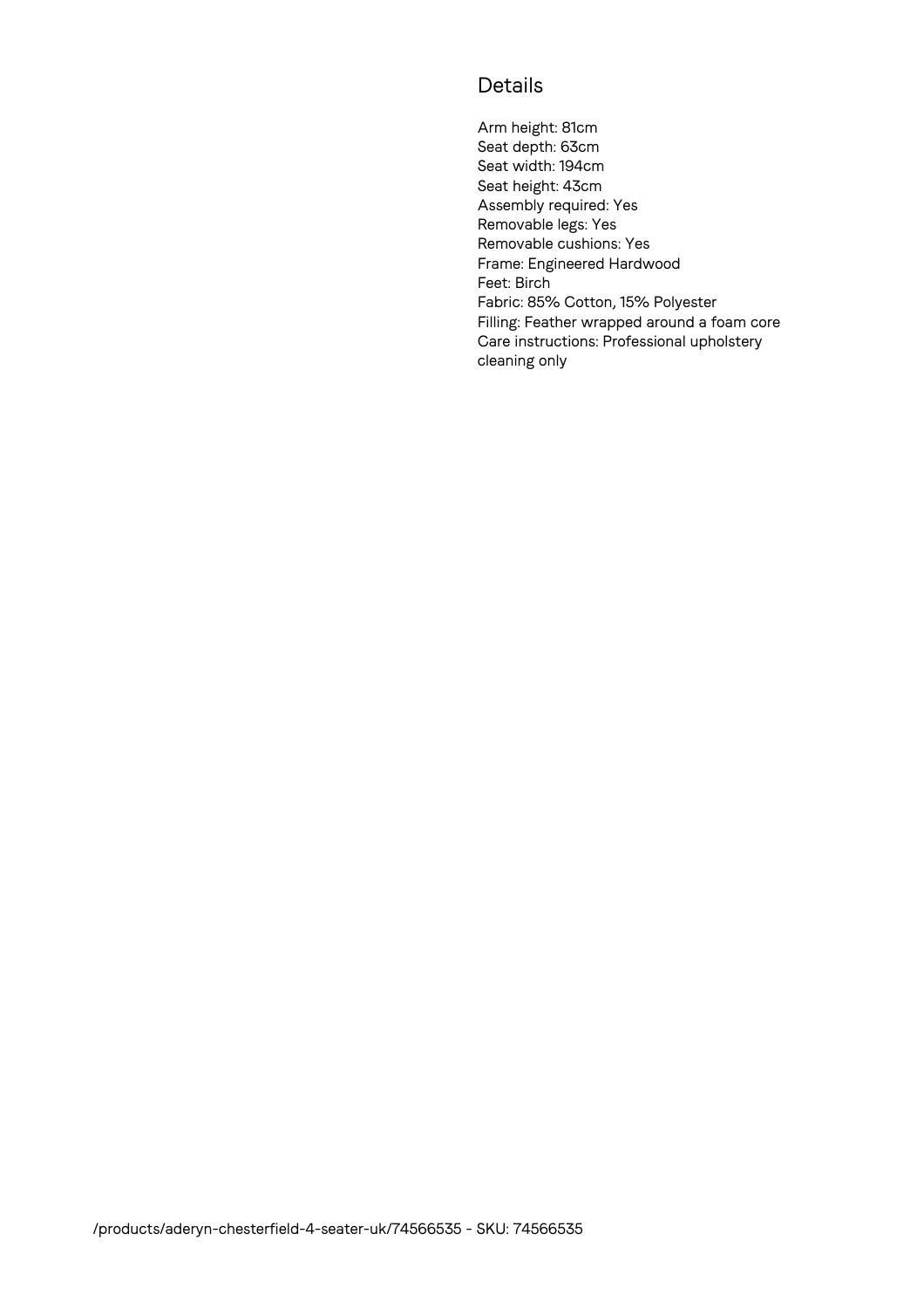## Details

Arm height: 81cm
Seat depth: 63cm
Seat width: 194cm
Seat height: 43cm
Assembly required: Yes
Removable legs: Yes
Removable cushions: Yes
Frame: Engineered Hardwood
Feet: Birch
Fabric: 85% Cotton, 15% Polyester
Filling: Feather wrapped around a foam core
Care instructions: Professional upholstery cleaning only

/products/aderyn-chesterfield-4-seater-uk/74566535 - SKU: 74566535